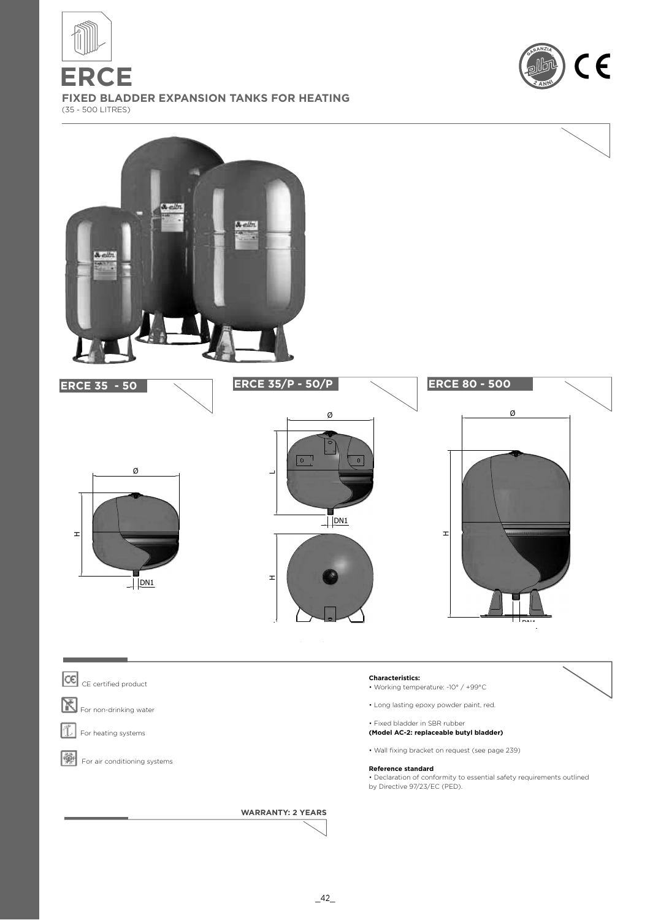# ERCE

## FIXED BLADDER EXPANSION TANKS FOR HEATING

(35 - 500 LITRES)

### ERCE 35 - 50

Ø

H

DN1

### ERCE 35/P - 50/P

Ø

L

DN1

H

### ERCE 80 - 500

Ø

H

DN1

CE certified product

For non-drinking water

For heating systems

For air conditioning systems

**Characteristics:**

- Working temperature: -10° / +99°C
- Long lasting epoxy powder paint, red.
- Fixed bladder in SBR rubber
  **(Model AC-2: replaceable butyl bladder)**
- Wall fixing bracket on request (see page 239)

**Reference standard**

- Declaration of conformity to essential safety requirements outlined by Directive 97/23/EC (PED).

**WARRANTY: 2 YEARS**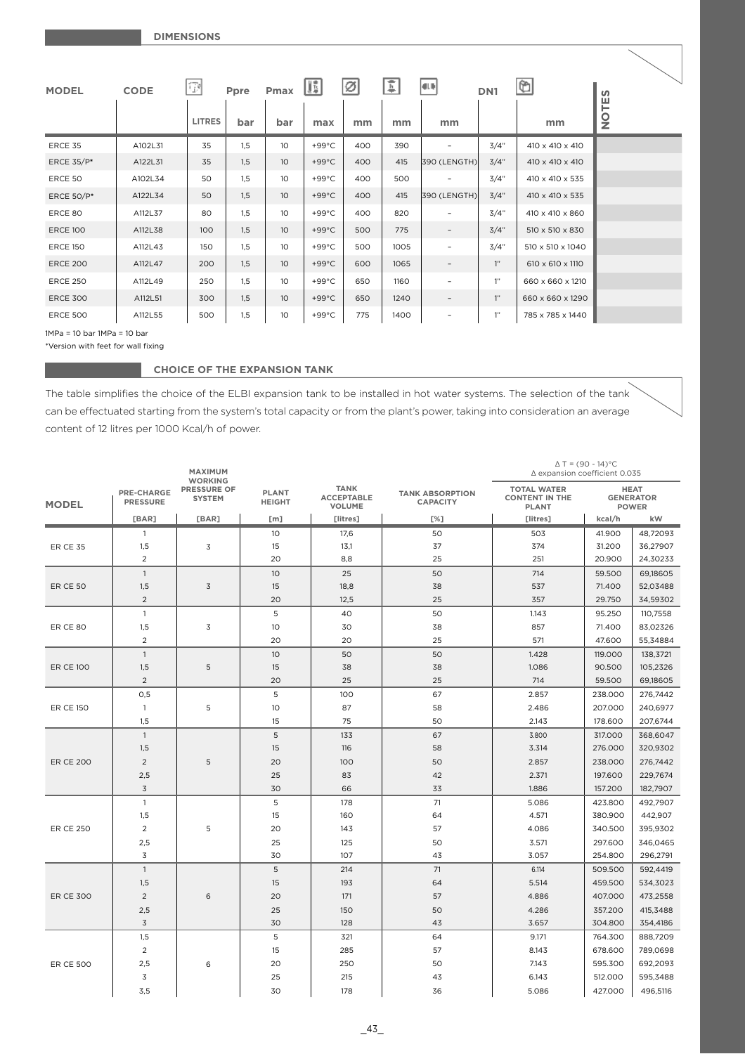## DIMENSIONS

| MODEL | CODE | LITRES | Ppre bar | Pmax bar | max | Ø mm | h mm | mm | DN1 | mm | NOTES |
|---|---|---|---|---|---|---|---|---|---|---|---|
| ERCE 35 | A102L31 | 35 | 1,5 | 10 | +99°C | 400 | 390 | – | 3/4" | 410 x 410 x 410 | |
| ERCE 35/P* | A122L31 | 35 | 1,5 | 10 | +99°C | 400 | 415 | 390 (LENGTH) | 3/4" | 410 x 410 x 410 | |
| ERCE 50 | A102L34 | 50 | 1,5 | 10 | +99°C | 400 | 500 | – | 3/4" | 410 x 410 x 535 | |
| ERCE 50/P* | A122L34 | 50 | 1,5 | 10 | +99°C | 400 | 415 | 390 (LENGTH) | 3/4" | 410 x 410 x 535 | |
| ERCE 80 | A112L37 | 80 | 1,5 | 10 | +99°C | 400 | 820 | – | 3/4" | 410 x 410 x 860 | |
| ERCE 100 | A112L38 | 100 | 1,5 | 10 | +99°C | 500 | 775 | – | 3/4" | 510 x 510 x 830 | |
| ERCE 150 | A112L43 | 150 | 1,5 | 10 | +99°C | 500 | 1005 | – | 3/4" | 510 x 510 x 1040 | |
| ERCE 200 | A112L47 | 200 | 1,5 | 10 | +99°C | 600 | 1065 | – | 1" | 610 x 610 x 1110 | |
| ERCE 250 | A112L49 | 250 | 1,5 | 10 | +99°C | 650 | 1160 | – | 1" | 660 x 660 x 1210 | |
| ERCE 300 | A112L51 | 300 | 1,5 | 10 | +99°C | 650 | 1240 | – | 1" | 660 x 660 x 1290 | |
| ERCE 500 | A112L55 | 500 | 1,5 | 10 | +99°C | 775 | 1400 | – | 1" | 785 x 785 x 1440 | |

1MPa = 10 bar 1MPa = 10 bar

*Version with feet for wall fixing

## CHOICE OF THE EXPANSION TANK

The table simplifies the choice of the ELBI expansion tank to be installed in hot water systems. The selection of the tank can be effectuated starting from the system's total capacity or from the plant's power, taking into consideration an average content of 12 litres per 1000 Kcal/h of power.

| MODEL | PRE-CHARGE PRESSURE [BAR] | MAXIMUM WORKING PRESSURE OF SYSTEM [BAR] | PLANT HEIGHT [m] | TANK ACCEPTABLE VOLUME [litres] | TANK ABSORPTION CAPACITY [%] | Δ T = (90 - 14)°C Δ expansion coefficient 0.035 TOTAL WATER CONTENT IN THE PLANT [litres] | HEAT GENERATOR POWER kcal/h | kW |
|---|---|---|---|---|---|---|---|---|
| ER CE 35 | 1 | 3 | 10 | 17,6 | 50 | 503 | 41.900 | 48,72093 |
| | 1,5 | | 15 | 13,1 | 37 | 374 | 31.200 | 36,27907 |
| | 2 | | 20 | 8,8 | 25 | 251 | 20.900 | 24,30233 |
| ER CE 50 | 1 | 3 | 10 | 25 | 50 | 714 | 59.500 | 69,18605 |
| | 1,5 | | 15 | 18,8 | 38 | 537 | 71.400 | 52,03488 |
| | 2 | | 20 | 12,5 | 25 | 357 | 29.750 | 34,59302 |
| ER CE 80 | 1 | 3 | 5 | 40 | 50 | 1.143 | 95.250 | 110,7558 |
| | 1,5 | | 10 | 30 | 38 | 857 | 71.400 | 83,02326 |
| | 2 | | 20 | 20 | 25 | 571 | 47.600 | 55,34884 |
| ER CE 100 | 1 | 5 | 10 | 50 | 50 | 1.428 | 119.000 | 138,3721 |
| | 1,5 | | 15 | 38 | 38 | 1.086 | 90.500 | 105,2326 |
| | 2 | | 20 | 25 | 25 | 714 | 59.500 | 69,18605 |
| ER CE 150 | 0,5 | 5 | 5 | 100 | 67 | 2.857 | 238.000 | 276,7442 |
| | 1 | | 10 | 87 | 58 | 2.486 | 207.000 | 240,6977 |
| | 1,5 | | 15 | 75 | 50 | 2.143 | 178.600 | 207,6744 |
| ER CE 200 | 1 | 5 | 5 | 133 | 67 | 3.800 | 317.000 | 368,6047 |
| | 1,5 | | 15 | 116 | 58 | 3.314 | 276.000 | 320,9302 |
| | 2 | | 20 | 100 | 50 | 2.857 | 238.000 | 276,7442 |
| | 2,5 | | 25 | 83 | 42 | 2.371 | 197.600 | 229,7674 |
| | 3 | | 30 | 66 | 33 | 1.886 | 157.200 | 182,7907 |
| ER CE 250 | 1 | 5 | 5 | 178 | 71 | 5.086 | 423.800 | 492,7907 |
| | 1,5 | | 15 | 160 | 64 | 4.571 | 380.900 | 442,907 |
| | 2 | | 20 | 143 | 57 | 4.086 | 340.500 | 395,9302 |
| | 2,5 | | 25 | 125 | 50 | 3.571 | 297.600 | 346,0465 |
| | 3 | | 30 | 107 | 43 | 3.057 | 254.800 | 296,2791 |
| ER CE 300 | 1 | 6 | 5 | 214 | 71 | 6.114 | 509.500 | 592,4419 |
| | 1,5 | | 15 | 193 | 64 | 5.514 | 459.500 | 534,3023 |
| | 2 | | 20 | 171 | 57 | 4.886 | 407.000 | 473,2558 |
| | 2,5 | | 25 | 150 | 50 | 4.286 | 357.200 | 415,3488 |
| | 3 | | 30 | 128 | 43 | 3.657 | 304.800 | 354,4186 |
| ER CE 500 | 1,5 | 6 | 5 | 321 | 64 | 9.171 | 764.300 | 888,7209 |
| | 2 | | 15 | 285 | 57 | 8.143 | 678.600 | 789,0698 |
| | 2,5 | | 20 | 250 | 50 | 7.143 | 595.300 | 692,2093 |
| | 3 | | 25 | 215 | 43 | 6.143 | 512.000 | 595,3488 |
| | 3,5 | | 30 | 178 | 36 | 5.086 | 427.000 | 496,5116 |